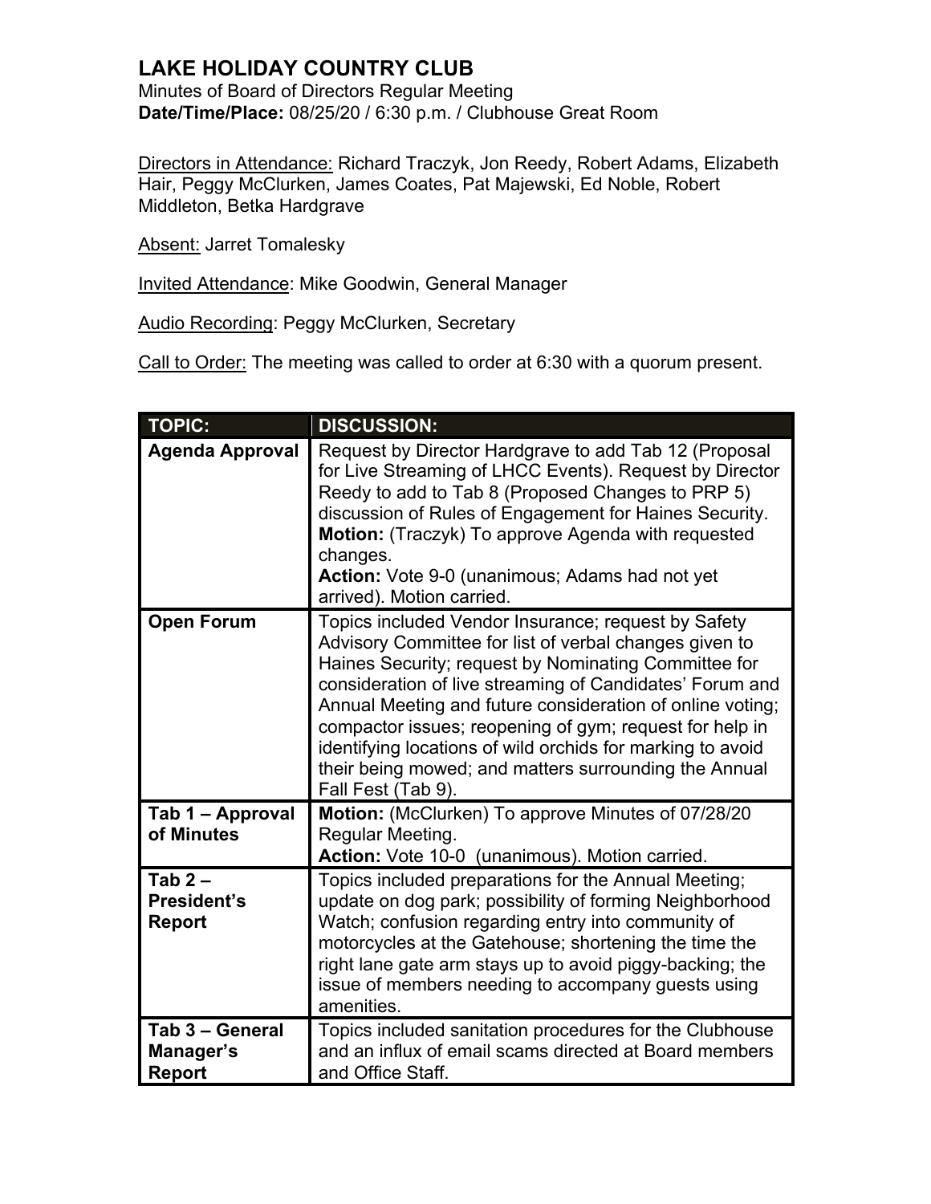# LAKE HOLIDAY COUNTRY CLUB

Minutes of Board of Directors Regular Meeting
**Date/Time/Place:** 08/25/20 / 6:30 p.m. / Clubhouse Great Room

Directors in Attendance: Richard Traczyk, Jon Reedy, Robert Adams, Elizabeth Hair, Peggy McClurken, James Coates, Pat Majewski, Ed Noble, Robert Middleton, Betka Hardgrave

Absent: Jarret Tomalesky

Invited Attendance: Mike Goodwin, General Manager

Audio Recording: Peggy McClurken, Secretary

Call to Order: The meeting was called to order at 6:30 with a quorum present.

| TOPIC: | DISCUSSION: |
|---|---|
| **Agenda Approval** | Request by Director Hardgrave to add Tab 12 (Proposal for Live Streaming of LHCC Events). Request by Director Reedy to add to Tab 8 (Proposed Changes to PRP 5) discussion of Rules of Engagement for Haines Security. **Motion:** (Traczyk) To approve Agenda with requested changes. **Action:** Vote 9-0 (unanimous; Adams had not yet arrived). Motion carried. |
| **Open Forum** | Topics included Vendor Insurance; request by Safety Advisory Committee for list of verbal changes given to Haines Security; request by Nominating Committee for consideration of live streaming of Candidates' Forum and Annual Meeting and future consideration of online voting; compactor issues; reopening of gym; request for help in identifying locations of wild orchids for marking to avoid their being mowed; and matters surrounding the Annual Fall Fest (Tab 9). |
| **Tab 1 – Approval of Minutes** | **Motion:** (McClurken) To approve Minutes of 07/28/20 Regular Meeting. **Action:** Vote 10-0 (unanimous). Motion carried. |
| **Tab 2 – President's Report** | Topics included preparations for the Annual Meeting; update on dog park; possibility of forming Neighborhood Watch; confusion regarding entry into community of motorcycles at the Gatehouse; shortening the time the right lane gate arm stays up to avoid piggy-backing; the issue of members needing to accompany guests using amenities. |
| **Tab 3 – General Manager's Report** | Topics included sanitation procedures for the Clubhouse and an influx of email scams directed at Board members and Office Staff. |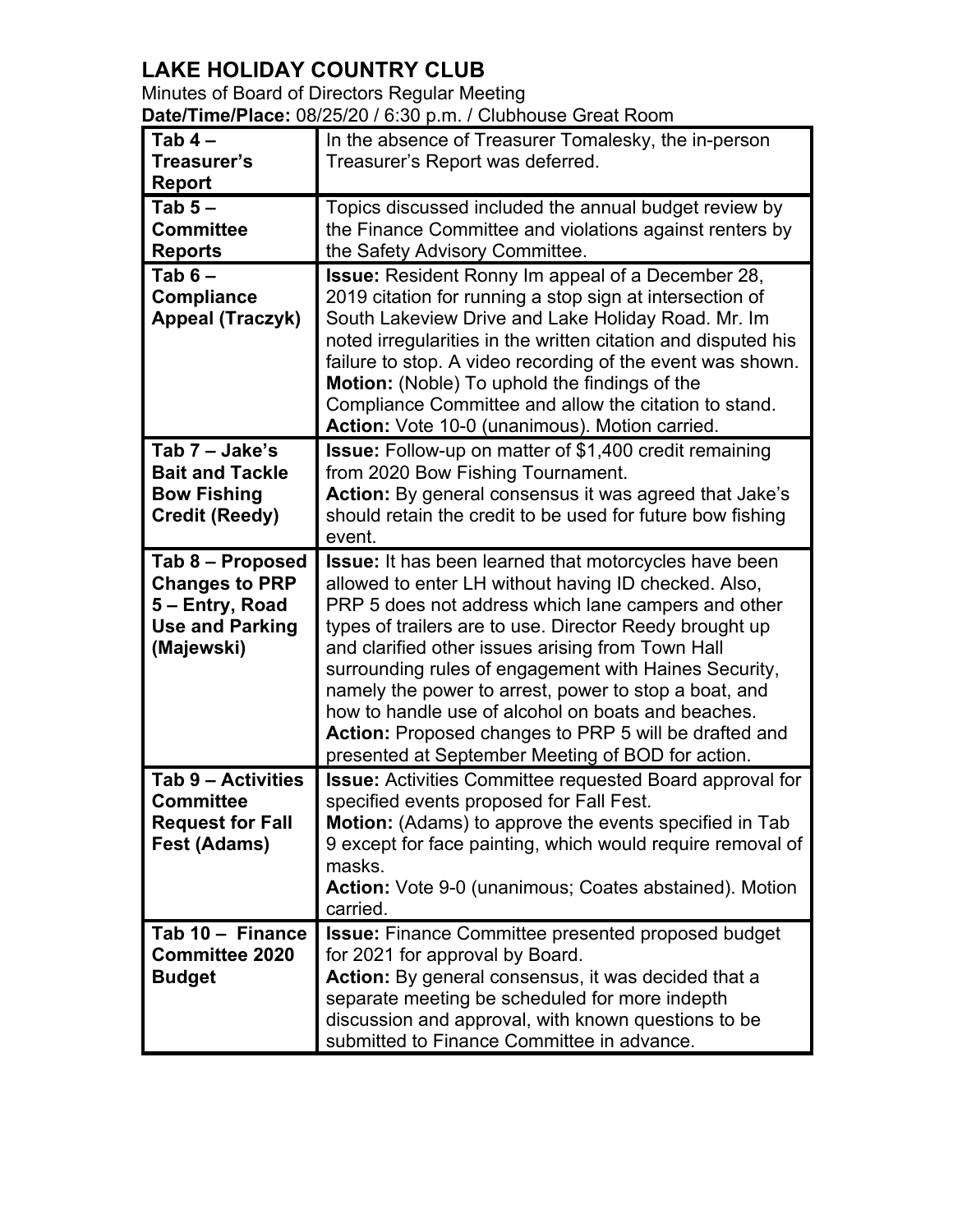# LAKE HOLIDAY COUNTRY CLUB

Minutes of Board of Directors Regular Meeting

**Date/Time/Place:** 08/25/20 / 6:30 p.m. / Clubhouse Great Room

| | |
|---|---|
| **Tab 4 – Treasurer's Report** | In the absence of Treasurer Tomalesky, the in-person Treasurer's Report was deferred. |
| **Tab 5 – Committee Reports** | Topics discussed included the annual budget review by the Finance Committee and violations against renters by the Safety Advisory Committee. |
| **Tab 6 – Compliance Appeal (Traczyk)** | **Issue:** Resident Ronny Im appeal of a December 28, 2019 citation for running a stop sign at intersection of South Lakeview Drive and Lake Holiday Road. Mr. Im noted irregularities in the written citation and disputed his failure to stop. A video recording of the event was shown.<br>**Motion:** (Noble) To uphold the findings of the Compliance Committee and allow the citation to stand.<br>**Action:** Vote 10-0 (unanimous). Motion carried. |
| **Tab 7 – Jake's Bait and Tackle Bow Fishing Credit (Reedy)** | **Issue:** Follow-up on matter of $1,400 credit remaining from 2020 Bow Fishing Tournament.<br>**Action:** By general consensus it was agreed that Jake's should retain the credit to be used for future bow fishing event. |
| **Tab 8 – Proposed Changes to PRP 5 – Entry, Road Use and Parking (Majewski)** | **Issue:** It has been learned that motorcycles have been allowed to enter LH without having ID checked. Also, PRP 5 does not address which lane campers and other types of trailers are to use. Director Reedy brought up and clarified other issues arising from Town Hall surrounding rules of engagement with Haines Security, namely the power to arrest, power to stop a boat, and how to handle use of alcohol on boats and beaches.<br>**Action:** Proposed changes to PRP 5 will be drafted and presented at September Meeting of BOD for action. |
| **Tab 9 – Activities Committee Request for Fall Fest (Adams)** | **Issue:** Activities Committee requested Board approval for specified events proposed for Fall Fest.<br>**Motion:** (Adams) to approve the events specified in Tab 9 except for face painting, which would require removal of masks.<br>**Action:** Vote 9-0 (unanimous; Coates abstained). Motion carried. |
| **Tab 10 – Finance Committee 2020 Budget** | **Issue:** Finance Committee presented proposed budget for 2021 for approval by Board.<br>**Action:** By general consensus, it was decided that a separate meeting be scheduled for more indepth discussion and approval, with known questions to be submitted to Finance Committee in advance. |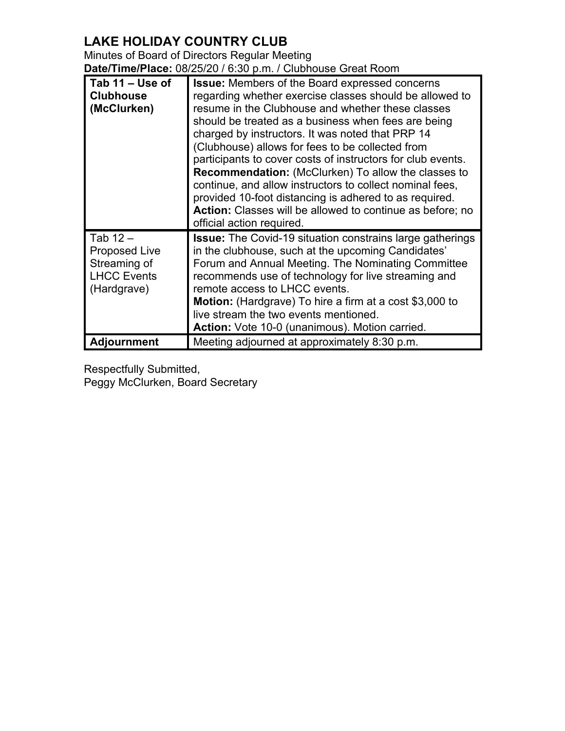# LAKE HOLIDAY COUNTRY CLUB

Minutes of Board of Directors Regular Meeting

**Date/Time/Place:** 08/25/20 / 6:30 p.m. / Clubhouse Great Room

| | |
|---|---|
| **Tab 11 – Use of Clubhouse (McClurken)** | **Issue:** Members of the Board expressed concerns regarding whether exercise classes should be allowed to resume in the Clubhouse and whether these classes should be treated as a business when fees are being charged by instructors. It was noted that PRP 14 (Clubhouse) allows for fees to be collected from participants to cover costs of instructors for club events. **Recommendation:** (McClurken) To allow the classes to continue, and allow instructors to collect nominal fees, provided 10-foot distancing is adhered to as required. **Action:** Classes will be allowed to continue as before; no official action required. |
| Tab 12 – Proposed Live Streaming of LHCC Events (Hardgrave) | **Issue:** The Covid-19 situation constrains large gatherings in the clubhouse, such at the upcoming Candidates' Forum and Annual Meeting. The Nominating Committee recommends use of technology for live streaming and remote access to LHCC events. **Motion:** (Hardgrave) To hire a firm at a cost $3,000 to live stream the two events mentioned. **Action:** Vote 10-0 (unanimous). Motion carried. |
| **Adjournment** | Meeting adjourned at approximately 8:30 p.m. |

Respectfully Submitted,
Peggy McClurken, Board Secretary